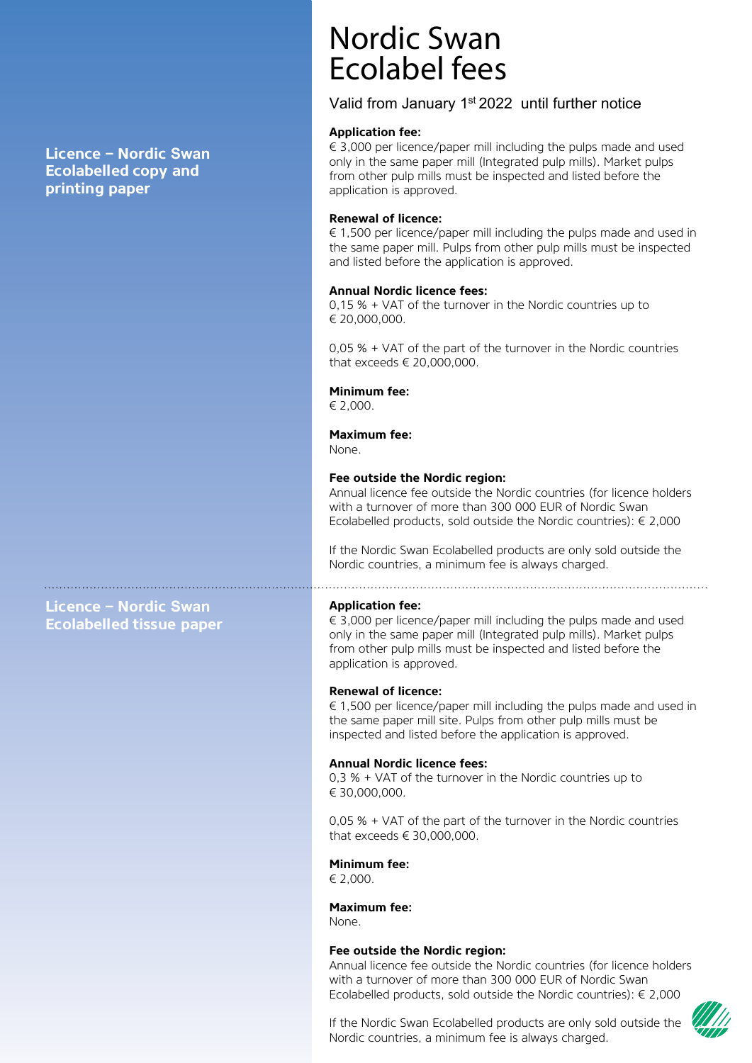# Nordic Swan Ecolabel fees

Valid from January 1st 2022 until further notice

## Licence – Nordic Swan Ecolabelled copy and printing paper

**Application fee:**
€ 3,000 per licence/paper mill including the pulps made and used only in the same paper mill (Integrated pulp mills). Market pulps from other pulp mills must be inspected and listed before the application is approved.

**Renewal of licence:**
€ 1,500 per licence/paper mill including the pulps made and used in the same paper mill. Pulps from other pulp mills must be inspected and listed before the application is approved.

**Annual Nordic licence fees:**
0,15 % + VAT of the turnover in the Nordic countries up to € 20,000,000.

0,05 % + VAT of the part of the turnover in the Nordic countries that exceeds € 20,000,000.

**Minimum fee:**
€ 2,000.

**Maximum fee:**
None.

**Fee outside the Nordic region:**
Annual licence fee outside the Nordic countries (for licence holders with a turnover of more than 300 000 EUR of Nordic Swan Ecolabelled products, sold outside the Nordic countries): € 2,000

If the Nordic Swan Ecolabelled products are only sold outside the Nordic countries, a minimum fee is always charged.

## Licence – Nordic Swan Ecolabelled tissue paper

**Application fee:**
€ 3,000 per licence/paper mill including the pulps made and used only in the same paper mill (Integrated pulp mills). Market pulps from other pulp mills must be inspected and listed before the application is approved.

**Renewal of licence:**
€ 1,500 per licence/paper mill including the pulps made and used in the same paper mill site. Pulps from other pulp mills must be inspected and listed before the application is approved.

**Annual Nordic licence fees:**
0,3 % + VAT of the turnover in the Nordic countries up to € 30,000,000.

0,05 % + VAT of the part of the turnover in the Nordic countries that exceeds € 30,000,000.

**Minimum fee:**
€ 2,000.

**Maximum fee:**
None.

**Fee outside the Nordic region:**
Annual licence fee outside the Nordic countries (for licence holders with a turnover of more than 300 000 EUR of Nordic Swan Ecolabelled products, sold outside the Nordic countries): € 2,000

If the Nordic Swan Ecolabelled products are only sold outside the Nordic countries, a minimum fee is always charged.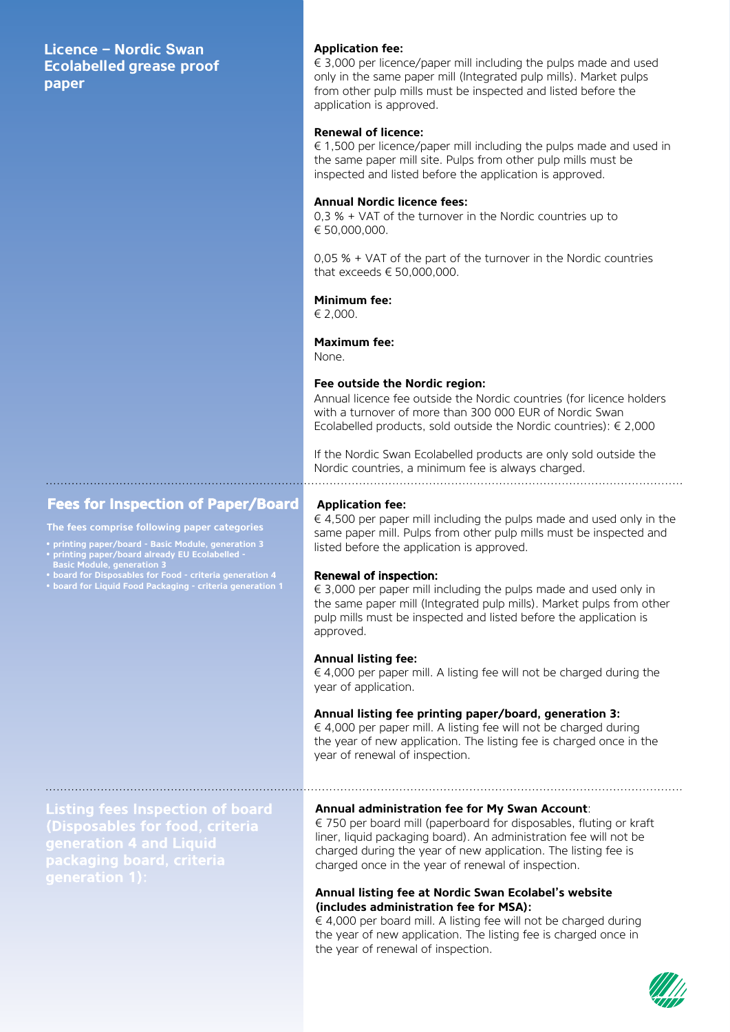## Licence – Nordic Swan Ecolabelled grease proof paper

**Application fee:**
€ 3,000 per licence/paper mill including the pulps made and used only in the same paper mill (Integrated pulp mills). Market pulps from other pulp mills must be inspected and listed before the application is approved.

**Renewal of licence:**
€ 1,500 per licence/paper mill including the pulps made and used in the same paper mill site. Pulps from other pulp mills must be inspected and listed before the application is approved.

**Annual Nordic licence fees:**
0,3 % + VAT of the turnover in the Nordic countries up to € 50,000,000.

0,05 % + VAT of the part of the turnover in the Nordic countries that exceeds € 50,000,000.

**Minimum fee:**
€ 2,000.

**Maximum fee:**
None.

**Fee outside the Nordic region:**
Annual licence fee outside the Nordic countries (for licence holders with a turnover of more than 300 000 EUR of Nordic Swan Ecolabelled products, sold outside the Nordic countries): € 2,000

If the Nordic Swan Ecolabelled products are only sold outside the Nordic countries, a minimum fee is always charged.

## Fees for Inspection of Paper/Board

**The fees comprise following paper categories**

- printing paper/board - Basic Module, generation 3
- printing paper/board already EU Ecolabelled - Basic Module, generation 3
- board for Disposables for Food - criteria generation 4
- board for Liquid Food Packaging - criteria generation 1

**Application fee:**
€ 4,500 per paper mill including the pulps made and used only in the same paper mill. Pulps from other pulp mills must be inspected and listed before the application is approved.

**Renewal of inspection:**
€ 3,000 per paper mill including the pulps made and used only in the same paper mill (Integrated pulp mills). Market pulps from other pulp mills must be inspected and listed before the application is approved.

**Annual listing fee:**
€ 4,000 per paper mill. A listing fee will not be charged during the year of application.

**Annual listing fee printing paper/board, generation 3:**
€ 4,000 per paper mill. A listing fee will not be charged during the year of new application. The listing fee is charged once in the year of renewal of inspection.

## Listing fees Inspection of board (Disposables for food, criteria generation 4 and Liquid packaging board, criteria generation 1):

**Annual administration fee for My Swan Account**:
€ 750 per board mill (paperboard for disposables, fluting or kraft liner, liquid packaging board). An administration fee will not be charged during the year of new application. The listing fee is charged once in the year of renewal of inspection.

**Annual listing fee at Nordic Swan Ecolabel's website (includes administration fee for MSA):**
€ 4,000 per board mill. A listing fee will not be charged during the year of new application. The listing fee is charged once in the year of renewal of inspection.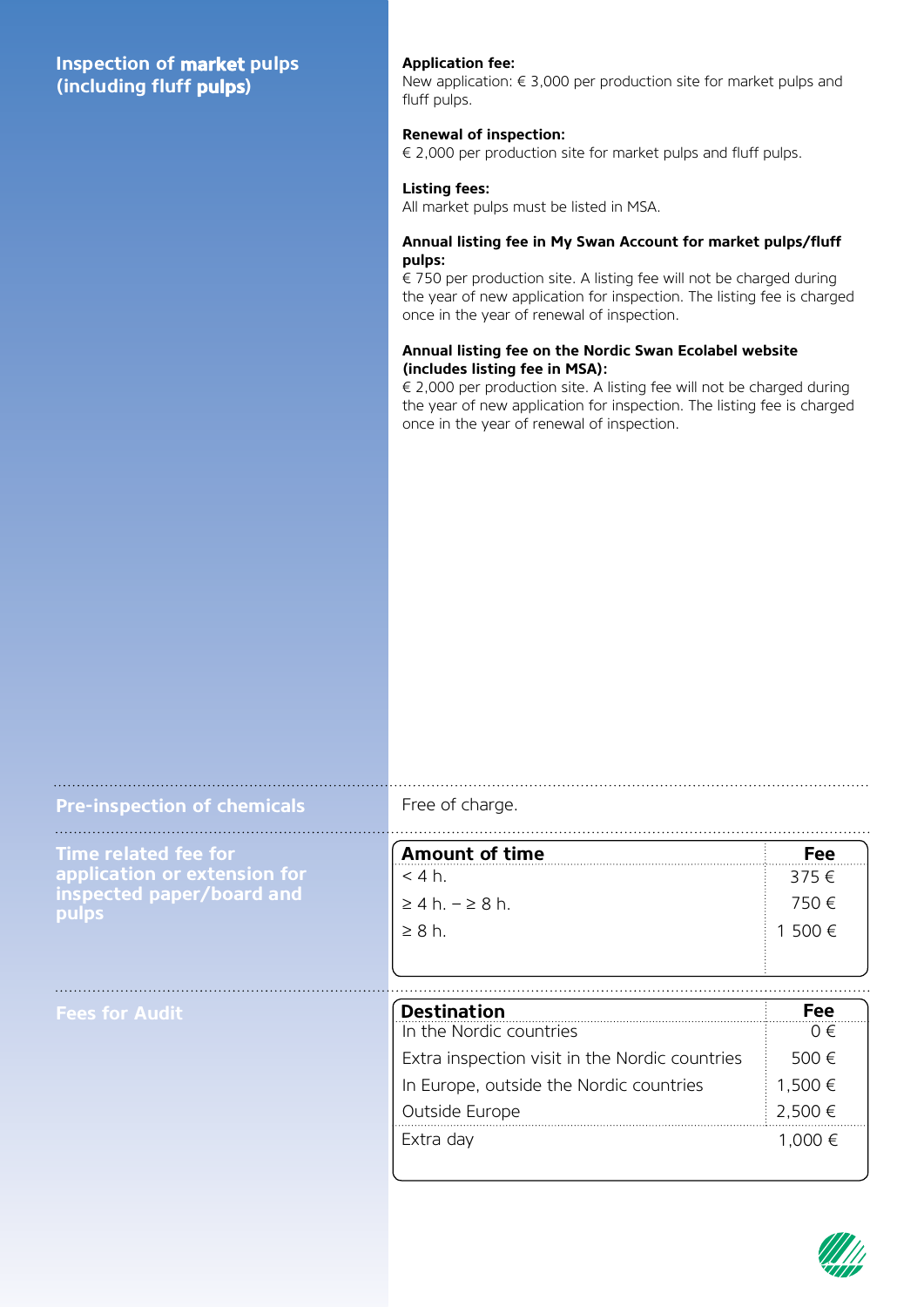## Inspection of market pulps (including fluff pulps)

**Application fee:**
New application: € 3,000 per production site for market pulps and fluff pulps.

**Renewal of inspection:**
€ 2,000 per production site for market pulps and fluff pulps.

**Listing fees:**
All market pulps must be listed in MSA.

**Annual listing fee in My Swan Account for market pulps/fluff pulps:**
€ 750 per production site. A listing fee will not be charged during the year of new application for inspection. The listing fee is charged once in the year of renewal of inspection.

**Annual listing fee on the Nordic Swan Ecolabel website (includes listing fee in MSA):**
€ 2,000 per production site. A listing fee will not be charged during the year of new application for inspection. The listing fee is charged once in the year of renewal of inspection.

## Pre-inspection of chemicals

Free of charge.

## Time related fee for application or extension for inspected paper/board and pulps

| Amount of time | Fee |
|---|---|
| < 4 h. | 375 € |
| ≥ 4 h. – ≥ 8 h. | 750 € |
| ≥ 8 h. | 1 500 € |

## Fees for Audit

| Destination | Fee |
|---|---|
| In the Nordic countries | 0 € |
| Extra inspection visit in the Nordic countries | 500 € |
| In Europe, outside the Nordic countries | 1,500 € |
| Outside Europe | 2,500 € |
| Extra day | 1,000 € |